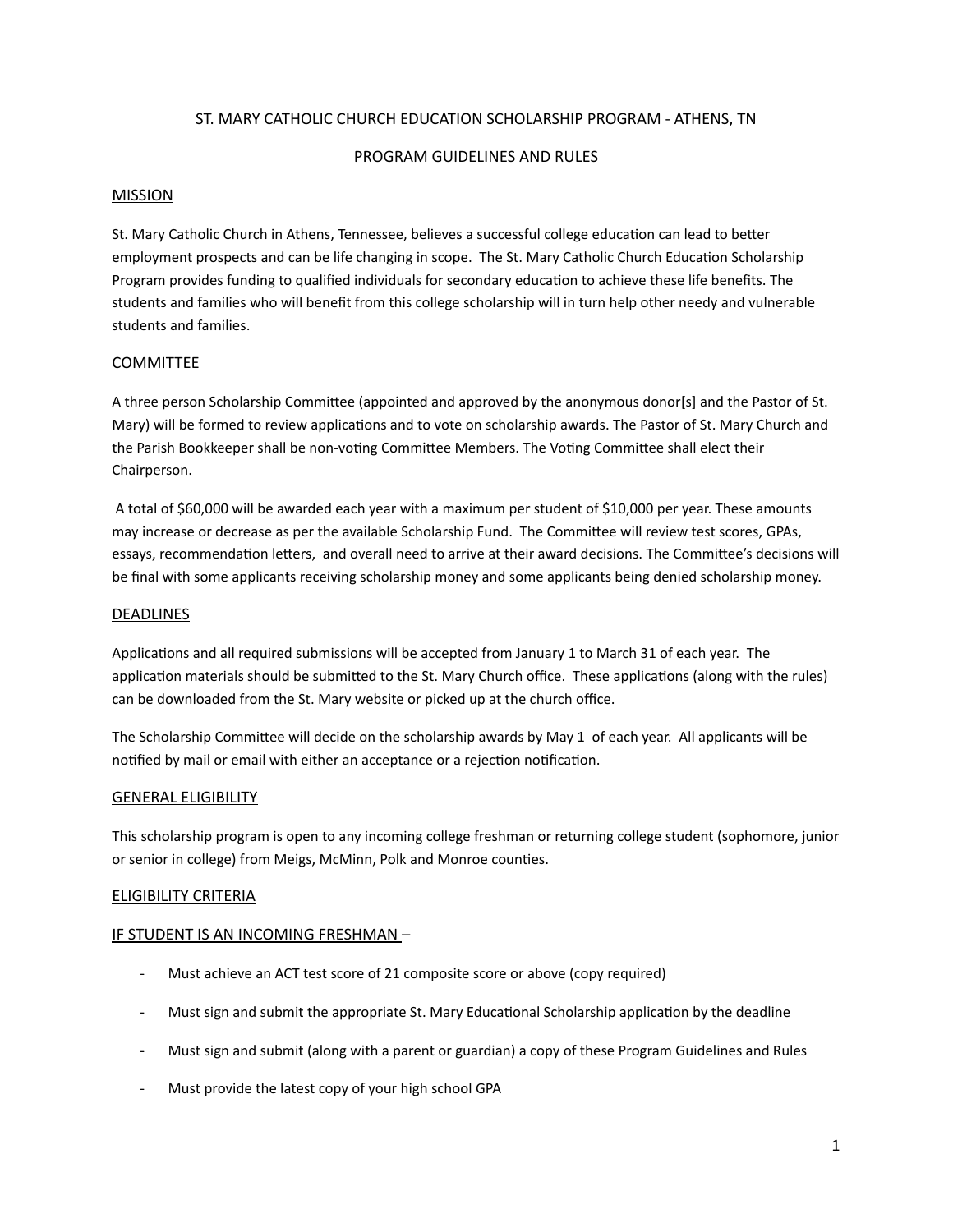# ST. MARY CATHOLIC CHURCH EDUCATION SCHOLARSHIP PROGRAM - ATHENS, TN

## PROGRAM GUIDELINES AND RULES

### MISSION

St. Mary Catholic Church in Athens, Tennessee, believes a successful college education can lead to better employment prospects and can be life changing in scope. The St. Mary Catholic Church Education Scholarship Program provides funding to qualified individuals for secondary education to achieve these life benefits. The students and families who will benefit from this college scholarship will in turn help other needy and vulnerable students and families.

### COMMITTEE

A three person Scholarship Committee (appointed and approved by the anonymous donor[s] and the Pastor of St. Mary) will be formed to review applications and to vote on scholarship awards. The Pastor of St. Mary Church and the Parish Bookkeeper shall be non-voting Committee Members. The Voting Committee shall elect their Chairperson.

A total of $60,000 will be awarded each year with a maximum per student of $10,000 per year. These amounts may increase or decrease as per the available Scholarship Fund. The Committee will review test scores, GPAs, essays, recommendation letters, and overall need to arrive at their award decisions. The Committee's decisions will be final with some applicants receiving scholarship money and some applicants being denied scholarship money.

### DEADLINES

Applications and all required submissions will be accepted from January 1 to March 31 of each year. The application materials should be submitted to the St. Mary Church office. These applications (along with the rules) can be downloaded from the St. Mary website or picked up at the church office.

The Scholarship Committee will decide on the scholarship awards by May 1 of each year. All applicants will be notified by mail or email with either an acceptance or a rejection notification.

### GENERAL ELIGIBILITY

This scholarship program is open to any incoming college freshman or returning college student (sophomore, junior or senior in college) from Meigs, McMinn, Polk and Monroe counties.

### ELIGIBILITY CRITERIA

#### IF STUDENT IS AN INCOMING FRESHMAN –

- Must achieve an ACT test score of 21 composite score or above (copy required)
- Must sign and submit the appropriate St. Mary Educational Scholarship application by the deadline
- Must sign and submit (along with a parent or guardian) a copy of these Program Guidelines and Rules
- Must provide the latest copy of your high school GPA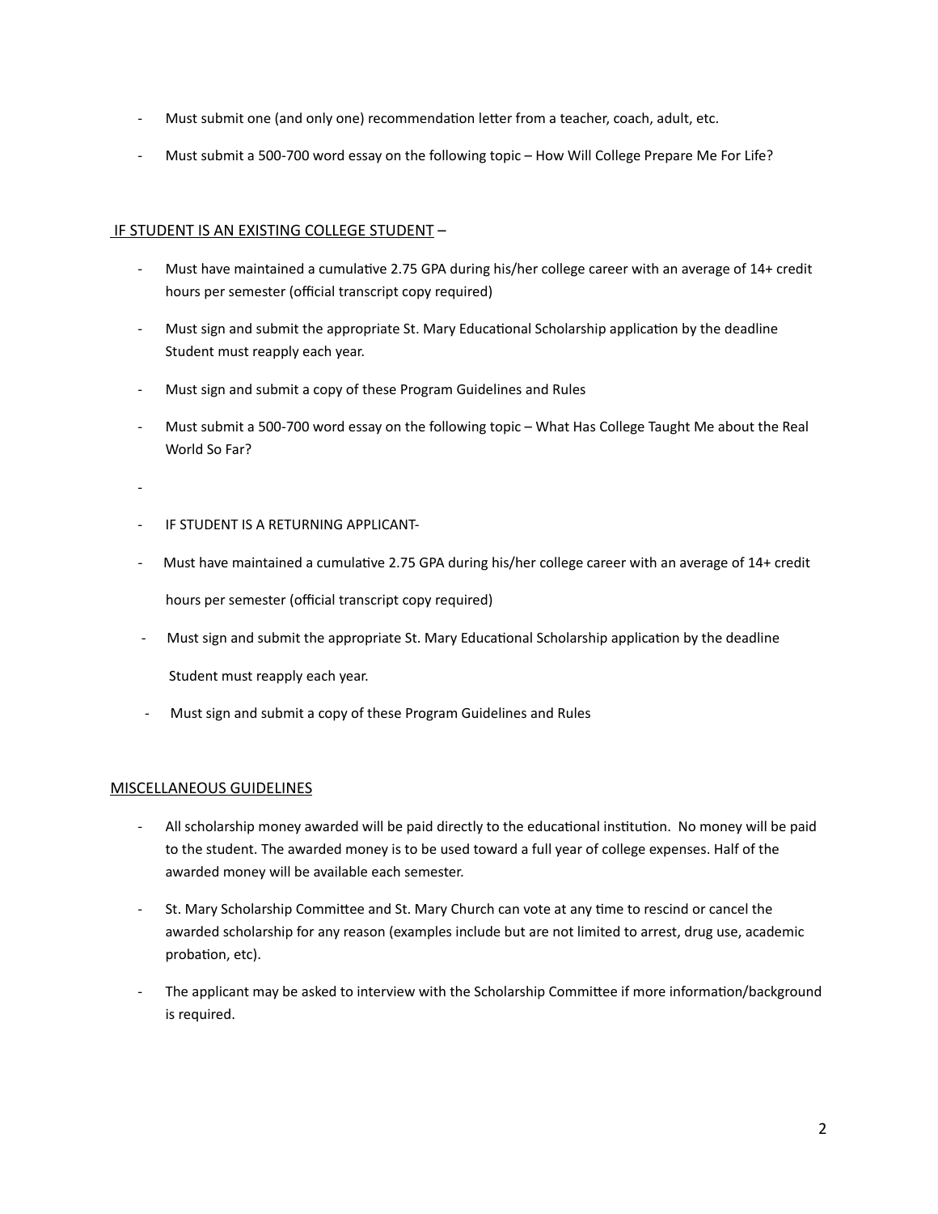- Must submit one (and only one) recommendation letter from a teacher, coach, adult, etc.
- Must submit a 500-700 word essay on the following topic – How Will College Prepare Me For Life?

<u>IF STUDENT IS AN EXISTING COLLEGE STUDENT</u> –

- Must have maintained a cumulative 2.75 GPA during his/her college career with an average of 14+ credit hours per semester (official transcript copy required)
- Must sign and submit the appropriate St. Mary Educational Scholarship application by the deadline Student must reapply each year.
- Must sign and submit a copy of these Program Guidelines and Rules
- Must submit a 500-700 word essay on the following topic – What Has College Taught Me about the Real World So Far?
- 
- IF STUDENT IS A RETURNING APPLICANT-
- Must have maintained a cumulative 2.75 GPA during his/her college career with an average of 14+ credit

  hours per semester (official transcript copy required)
- Must sign and submit the appropriate St. Mary Educational Scholarship application by the deadline

  Student must reapply each year.
- Must sign and submit a copy of these Program Guidelines and Rules

<u>MISCELLANEOUS GUIDELINES</u>

- All scholarship money awarded will be paid directly to the educational institution. No money will be paid to the student. The awarded money is to be used toward a full year of college expenses. Half of the awarded money will be available each semester.
- St. Mary Scholarship Committee and St. Mary Church can vote at any time to rescind or cancel the awarded scholarship for any reason (examples include but are not limited to arrest, drug use, academic probation, etc).
- The applicant may be asked to interview with the Scholarship Committee if more information/background is required.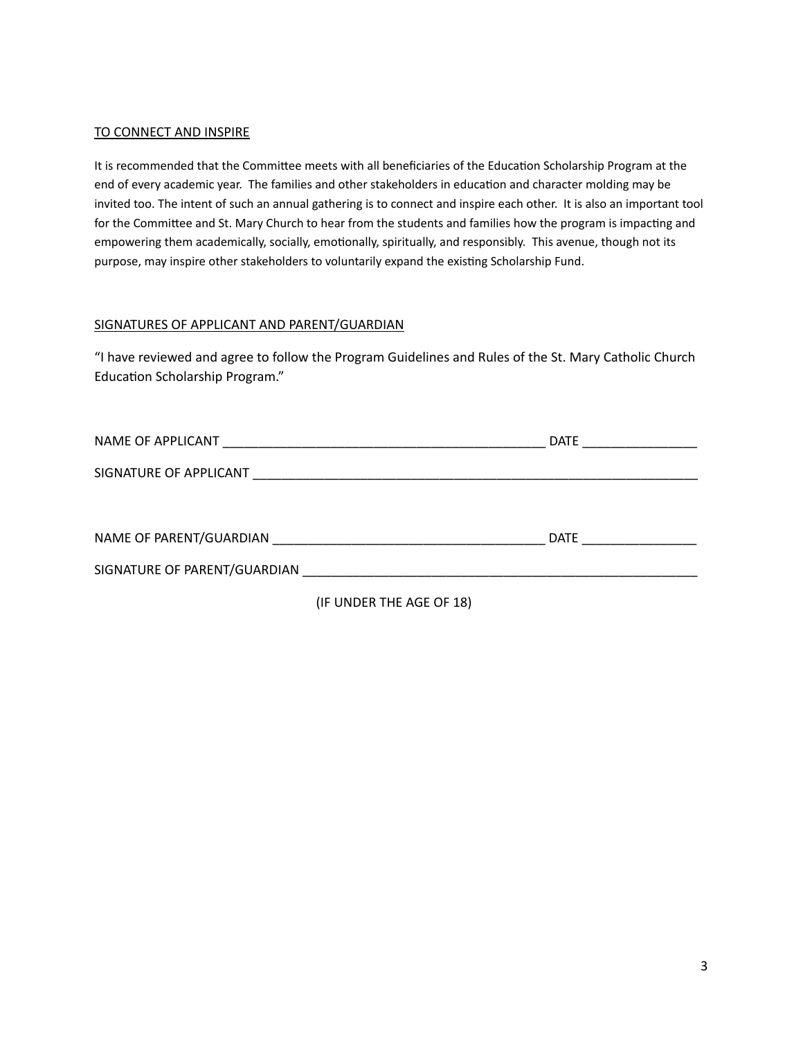TO CONNECT AND INSPIRE

It is recommended that the Committee meets with all beneficiaries of the Education Scholarship Program at the end of every academic year. The families and other stakeholders in education and character molding may be invited too. The intent of such an annual gathering is to connect and inspire each other. It is also an important tool for the Committee and St. Mary Church to hear from the students and families how the program is impacting and empowering them academically, socially, emotionally, spiritually, and responsibly. This avenue, though not its purpose, may inspire other stakeholders to voluntarily expand the existing Scholarship Fund.

SIGNATURES OF APPLICANT AND PARENT/GUARDIAN

"I have reviewed and agree to follow the Program Guidelines and Rules of the St. Mary Catholic Church Education Scholarship Program."

NAME OF APPLICANT _______________________________________________ DATE ________________

SIGNATURE OF APPLICANT _________________________________________________________________

NAME OF PARENT/GUARDIAN ______________________________________ DATE ________________

SIGNATURE OF PARENT/GUARDIAN _________________________________________________________

(IF UNDER THE AGE OF 18)